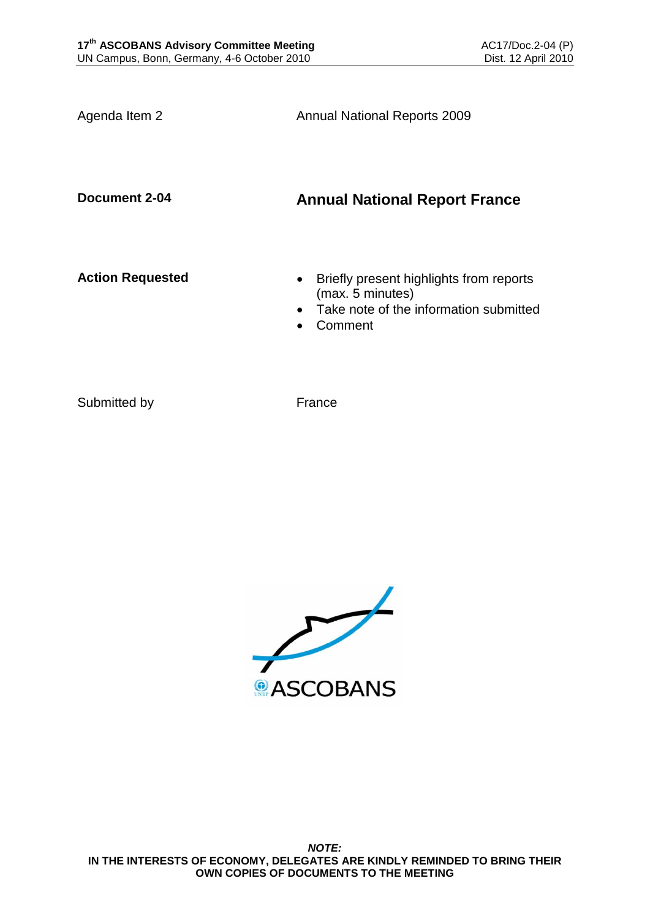Agenda Item 2 | Annual National Reports 2009

**Document 2-04** | **Annual National Report France**

**Action Requested**

- Briefly present highlights from reports (max. 5 minutes)
- Take note of the information submitted
- Comment

Submitted by | France

***NOTE:***
**IN THE INTERESTS OF ECONOMY, DELEGATES ARE KINDLY REMINDED TO BRING THEIR OWN COPIES OF DOCUMENTS TO THE MEETING**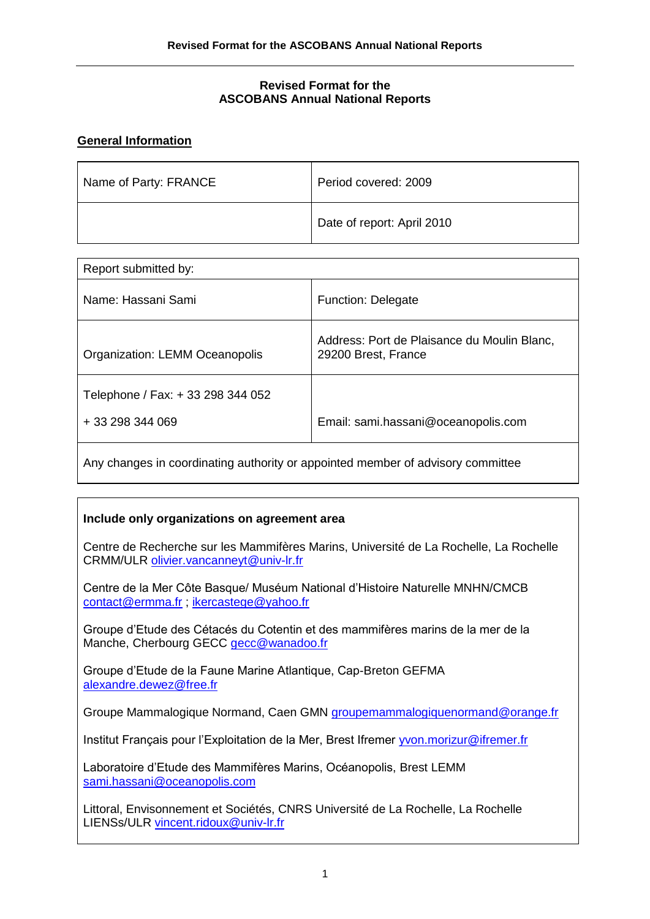## Revised Format for the ASCOBANS Annual National Reports

### General Information

| Name of Party: FRANCE | Period covered: 2009 |
| --- | --- |
| | Date of report: April 2010 |

| Report submitted by: | |
| --- | --- |
| Name: Hassani Sami | Function: Delegate |
| Organization: LEMM Oceanopolis | Address: Port de Plaisance du Moulin Blanc, 29200 Brest, France |
| Telephone / Fax: + 33 298 344 052<br>+ 33 298 344 069 | Email: sami.hassani@oceanopolis.com |
| Any changes in coordinating authority or appointed member of advisory committee | |

**Include only organizations on agreement area**

Centre de Recherche sur les Mammifères Marins, Université de La Rochelle, La Rochelle CRMM/ULR olivier.vancanneyt@univ-lr.fr

Centre de la Mer Côte Basque/ Muséum National d'Histoire Naturelle MNHN/CMCB contact@ermma.fr ; ikercastege@yahoo.fr

Groupe d'Etude des Cétacés du Cotentin et des mammifères marins de la mer de la Manche, Cherbourg GECC gecc@wanadoo.fr

Groupe d'Etude de la Faune Marine Atlantique, Cap-Breton GEFMA alexandre.dewez@free.fr

Groupe Mammalogique Normand, Caen GMN groupemammalogiquenormand@orange.fr

Institut Français pour l'Exploitation de la Mer, Brest Ifremer yvon.morizur@ifremer.fr

Laboratoire d'Etude des Mammifères Marins, Océanopolis, Brest LEMM sami.hassani@oceanopolis.com

Littoral, Envisonnement et Sociétés, CNRS Université de La Rochelle, La Rochelle LIENSs/ULR vincent.ridoux@univ-lr.fr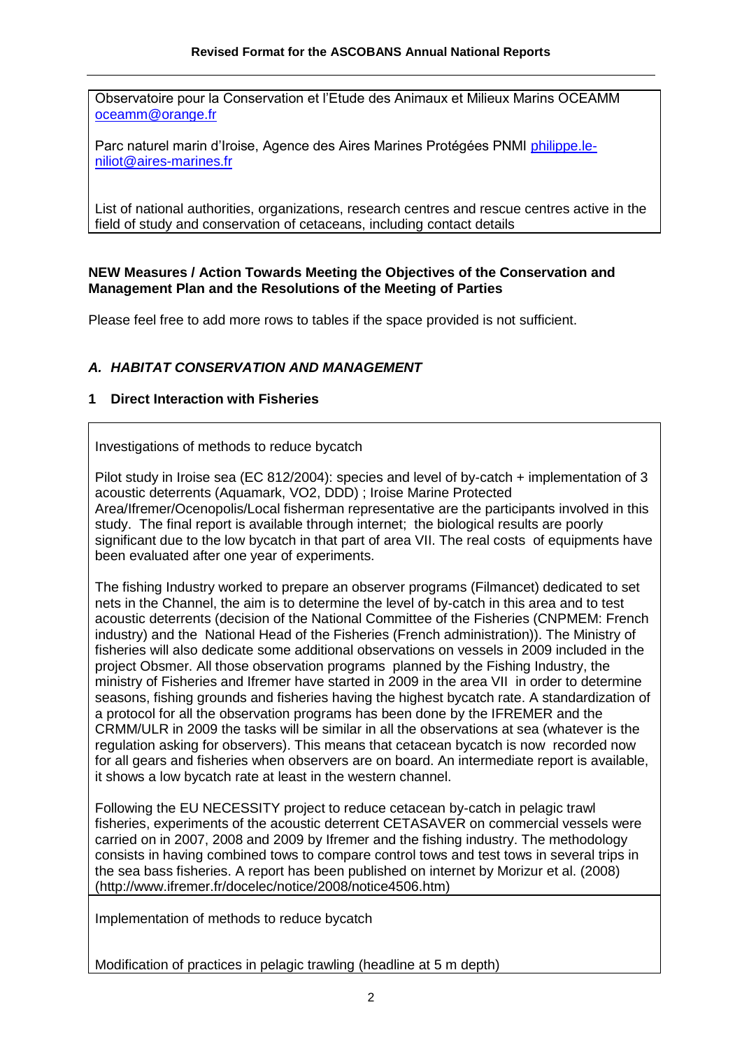Observatoire pour la Conservation et l'Etude des Animaux et Milieux Marins OCEAMM oceamm@orange.fr

Parc naturel marin d'Iroise, Agence des Aires Marines Protégées PNMI philippe.le-niliot@aires-marines.fr

List of national authorities, organizations, research centres and rescue centres active in the field of study and conservation of cetaceans, including contact details

**NEW Measures / Action Towards Meeting the Objectives of the Conservation and Management Plan and the Resolutions of the Meeting of Parties**

Please feel free to add more rows to tables if the space provided is not sufficient.

## *A. HABITAT CONSERVATION AND MANAGEMENT*

### 1 Direct Interaction with Fisheries

Investigations of methods to reduce bycatch

Pilot study in Iroise sea (EC 812/2004): species and level of by-catch + implementation of 3 acoustic deterrents (Aquamark, VO2, DDD) ; Iroise Marine Protected Area/Ifremer/Ocenopolis/Local fisherman representative are the participants involved in this study. The final report is available through internet; the biological results are poorly significant due to the low bycatch in that part of area VII. The real costs of equipments have been evaluated after one year of experiments.

The fishing Industry worked to prepare an observer programs (Filmancet) dedicated to set nets in the Channel, the aim is to determine the level of by-catch in this area and to test acoustic deterrents (decision of the National Committee of the Fisheries (CNPMEM: French industry) and the National Head of the Fisheries (French administration)). The Ministry of fisheries will also dedicate some additional observations on vessels in 2009 included in the project Obsmer. All those observation programs planned by the Fishing Industry, the ministry of Fisheries and Ifremer have started in 2009 in the area VII in order to determine seasons, fishing grounds and fisheries having the highest bycatch rate. A standardization of a protocol for all the observation programs has been done by the IFREMER and the CRMM/ULR in 2009 the tasks will be similar in all the observations at sea (whatever is the regulation asking for observers). This means that cetacean bycatch is now recorded now for all gears and fisheries when observers are on board. An intermediate report is available, it shows a low bycatch rate at least in the western channel.

Following the EU NECESSITY project to reduce cetacean by-catch in pelagic trawl fisheries, experiments of the acoustic deterrent CETASAVER on commercial vessels were carried on in 2007, 2008 and 2009 by Ifremer and the fishing industry. The methodology consists in having combined tows to compare control tows and test tows in several trips in the sea bass fisheries. A report has been published on internet by Morizur et al. (2008) (http://www.ifremer.fr/docelec/notice/2008/notice4506.htm)

Implementation of methods to reduce bycatch

Modification of practices in pelagic trawling (headline at 5 m depth)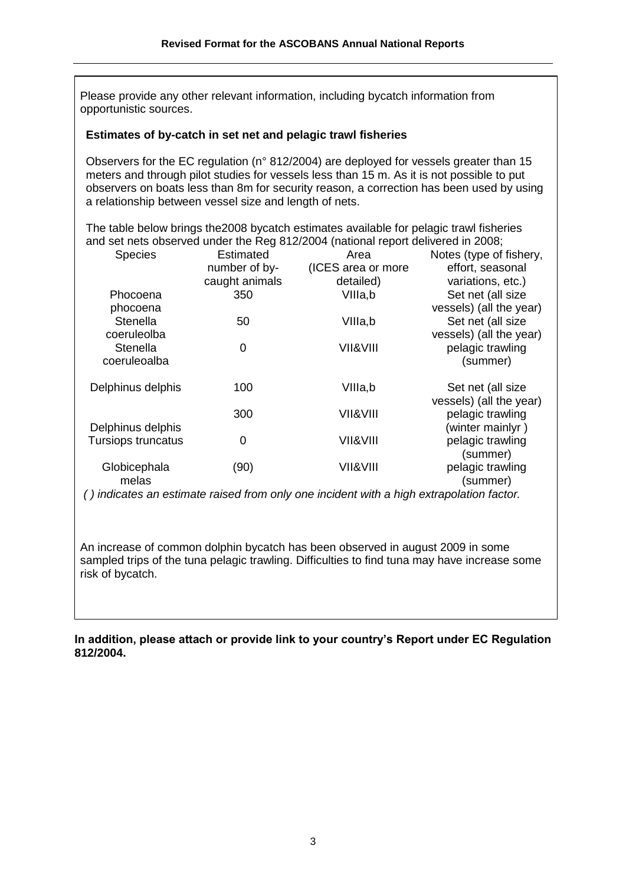Please provide any other relevant information, including bycatch information from opportunistic sources.

**Estimates of by-catch in set net and pelagic trawl fisheries**

Observers for the EC regulation (n° 812/2004) are deployed for vessels greater than 15 meters and through pilot studies for vessels less than 15 m. As it is not possible to put observers on boats less than 8m for security reason, a correction has been used by using a relationship between vessel size and length of nets.

The table below brings the2008 bycatch estimates available for pelagic trawl fisheries and set nets observed under the Reg 812/2004 (national report delivered in 2008;

| Species | Estimated number of by-caught animals | Area (ICES area or more detailed) | Notes (type of fishery, effort, seasonal variations, etc.) |
|---|---|---|---|
| Phocoena phocoena | 350 | VIIIa,b | Set net (all size vessels) (all the year) |
| Stenella coeruleolba | 50 | VIIIa,b | Set net (all size vessels) (all the year) |
| Stenella coeruleoalba | 0 | VII&VIII | pelagic trawling (summer) |
| Delphinus delphis | 100 | VIIIa,b | Set net (all size vessels) (all the year) |
| Delphinus delphis | 300 | VII&VIII | pelagic trawling (winter mainlyr ) |
| Tursiops truncatus | 0 | VII&VIII | pelagic trawling (summer) |
| Globicephala melas | (90) | VII&VIII | pelagic trawling (summer) |

*( ) indicates an estimate raised from only one incident with a high extrapolation factor.*

An increase of common dolphin bycatch has been observed in august 2009 in some sampled trips of the tuna pelagic trawling. Difficulties to find tuna may have increase some risk of bycatch.

**In addition, please attach or provide link to your country's Report under EC Regulation 812/2004.**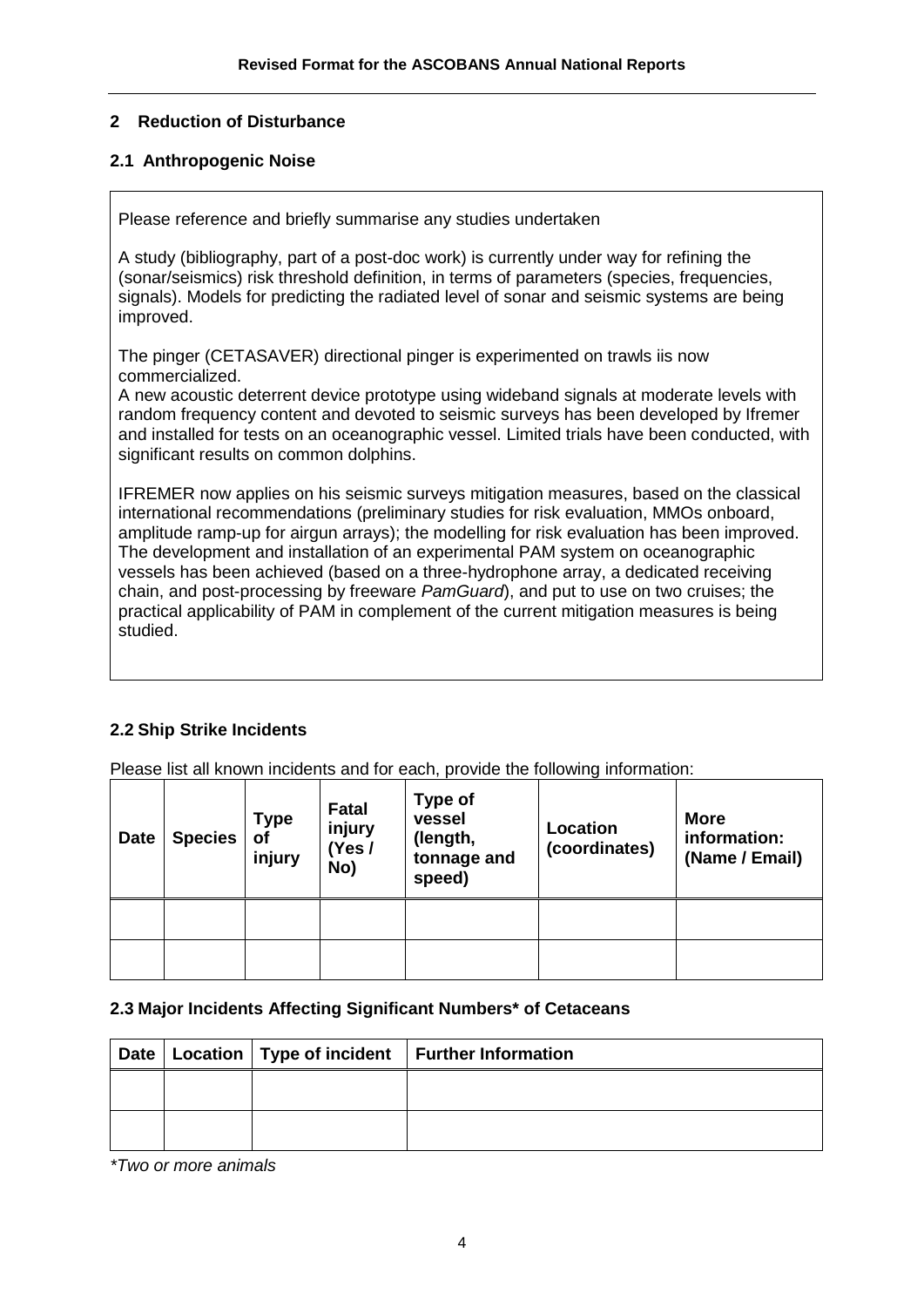## 2 Reduction of Disturbance

### 2.1 Anthropogenic Noise

Please reference and briefly summarise any studies undertaken

A study (bibliography, part of a post-doc work) is currently under way for refining the (sonar/seismics) risk threshold definition, in terms of parameters (species, frequencies, signals). Models for predicting the radiated level of sonar and seismic systems are being improved.

The pinger (CETASAVER) directional pinger is experimented on trawls iis now commercialized.
A new acoustic deterrent device prototype using wideband signals at moderate levels with random frequency content and devoted to seismic surveys has been developed by Ifremer and installed for tests on an oceanographic vessel. Limited trials have been conducted, with significant results on common dolphins.

IFREMER now applies on his seismic surveys mitigation measures, based on the classical international recommendations (preliminary studies for risk evaluation, MMOs onboard, amplitude ramp-up for airgun arrays); the modelling for risk evaluation has been improved. The development and installation of an experimental PAM system on oceanographic vessels has been achieved (based on a three-hydrophone array, a dedicated receiving chain, and post-processing by freeware *PamGuard*), and put to use on two cruises; the practical applicability of PAM in complement of the current mitigation measures is being studied.

### 2.2 Ship Strike Incidents

Please list all known incidents and for each, provide the following information:

| Date | Species | Type of injury | Fatal injury (Yes / No) | Type of vessel (length, tonnage and speed) | Location (coordinates) | More information: (Name / Email) |
|---|---|---|---|---|---|---|
| | | | | | | |
| | | | | | | |

### 2.3 Major Incidents Affecting Significant Numbers* of Cetaceans

| Date | Location | Type of incident | Further Information |
|---|---|---|---|
| | | | |
| | | | |

*\*Two or more animals*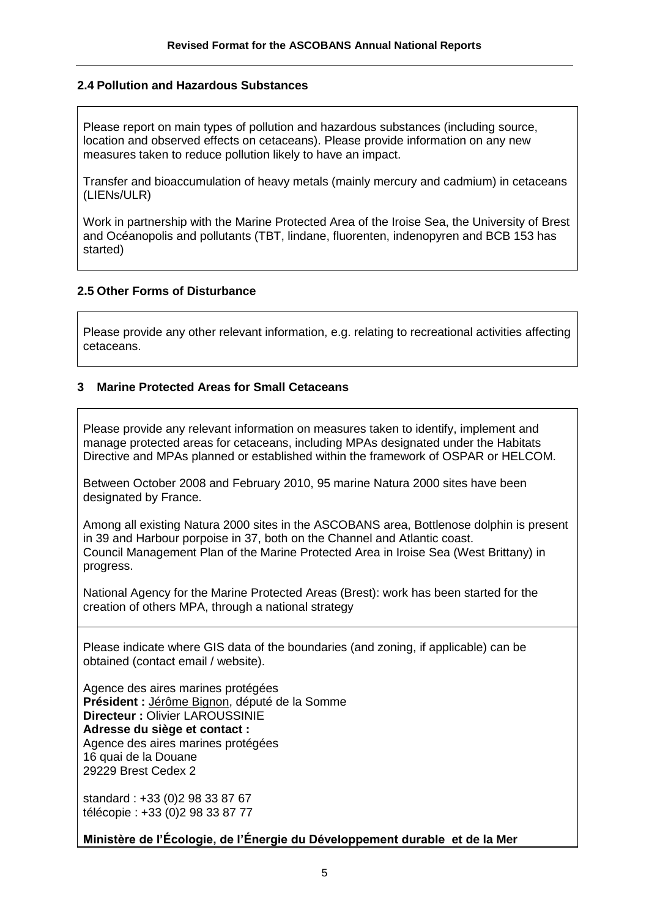### 2.4 Pollution and Hazardous Substances

Please report on main types of pollution and hazardous substances (including source, location and observed effects on cetaceans). Please provide information on any new measures taken to reduce pollution likely to have an impact.

Transfer and bioaccumulation of heavy metals (mainly mercury and cadmium) in cetaceans (LIENs/ULR)

Work in partnership with the Marine Protected Area of the Iroise Sea, the University of Brest and Océanopolis and pollutants (TBT, lindane, fluorenten, indenopyren and BCB 153 has started)

### 2.5 Other Forms of Disturbance

Please provide any other relevant information, e.g. relating to recreational activities affecting cetaceans.

## 3 Marine Protected Areas for Small Cetaceans

Please provide any relevant information on measures taken to identify, implement and manage protected areas for cetaceans, including MPAs designated under the Habitats Directive and MPAs planned or established within the framework of OSPAR or HELCOM.

Between October 2008 and February 2010, 95 marine Natura 2000 sites have been designated by France.

Among all existing Natura 2000 sites in the ASCOBANS area, Bottlenose dolphin is present in 39 and Harbour porpoise in 37, both on the Channel and Atlantic coast.
Council Management Plan of the Marine Protected Area in Iroise Sea (West Brittany) in progress.

National Agency for the Marine Protected Areas (Brest): work has been started for the creation of others MPA, through a national strategy

Please indicate where GIS data of the boundaries (and zoning, if applicable) can be obtained (contact email / website).

Agence des aires marines protégées
**Président :** Jérôme Bignon, député de la Somme
**Directeur :** Olivier LAROUSSINIE
**Adresse du siège et contact :**
Agence des aires marines protégées
16 quai de la Douane
29229 Brest Cedex 2

standard : +33 (0)2 98 33 87 67
télécopie : +33 (0)2 98 33 87 77

**Ministère de l'Écologie, de l'Énergie du Développement durable et de la Mer**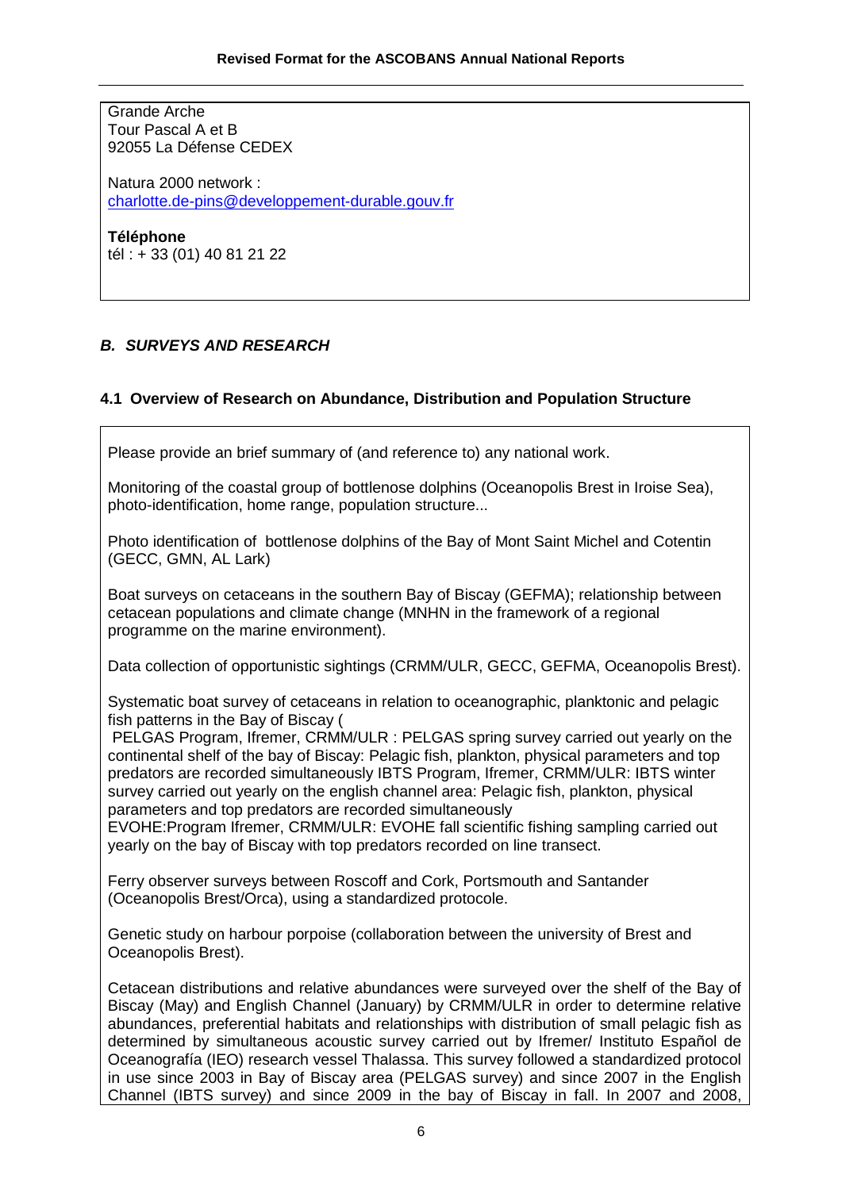Grande Arche
Tour Pascal A et B
92055 La Défense CEDEX

Natura 2000 network :
charlotte.de-pins@developpement-durable.gouv.fr

**Téléphone**
tél : + 33 (01) 40 81 21 22

## *B. SURVEYS AND RESEARCH*

### 4.1 Overview of Research on Abundance, Distribution and Population Structure

Please provide an brief summary of (and reference to) any national work.

Monitoring of the coastal group of bottlenose dolphins (Oceanopolis Brest in Iroise Sea), photo-identification, home range, population structure...

Photo identification of bottlenose dolphins of the Bay of Mont Saint Michel and Cotentin (GECC, GMN, AL Lark)

Boat surveys on cetaceans in the southern Bay of Biscay (GEFMA); relationship between cetacean populations and climate change (MNHN in the framework of a regional programme on the marine environment).

Data collection of opportunistic sightings (CRMM/ULR, GECC, GEFMA, Oceanopolis Brest).

Systematic boat survey of cetaceans in relation to oceanographic, planktonic and pelagic fish patterns in the Bay of Biscay (
PELGAS Program, Ifremer, CRMM/ULR : PELGAS spring survey carried out yearly on the continental shelf of the bay of Biscay: Pelagic fish, plankton, physical parameters and top predators are recorded simultaneously IBTS Program, Ifremer, CRMM/ULR: IBTS winter survey carried out yearly on the english channel area: Pelagic fish, plankton, physical parameters and top predators are recorded simultaneously
EVOHE:Program Ifremer, CRMM/ULR: EVOHE fall scientific fishing sampling carried out yearly on the bay of Biscay with top predators recorded on line transect.

Ferry observer surveys between Roscoff and Cork, Portsmouth and Santander (Oceanopolis Brest/Orca), using a standardized protocole.

Genetic study on harbour porpoise (collaboration between the university of Brest and Oceanopolis Brest).

Cetacean distributions and relative abundances were surveyed over the shelf of the Bay of Biscay (May) and English Channel (January) by CRMM/ULR in order to determine relative abundances, preferential habitats and relationships with distribution of small pelagic fish as determined by simultaneous acoustic survey carried out by Ifremer/ Instituto Español de Oceanografía (IEO) research vessel Thalassa. This survey followed a standardized protocol in use since 2003 in Bay of Biscay area (PELGAS survey) and since 2007 in the English Channel (IBTS survey) and since 2009 in the bay of Biscay in fall. In 2007 and 2008,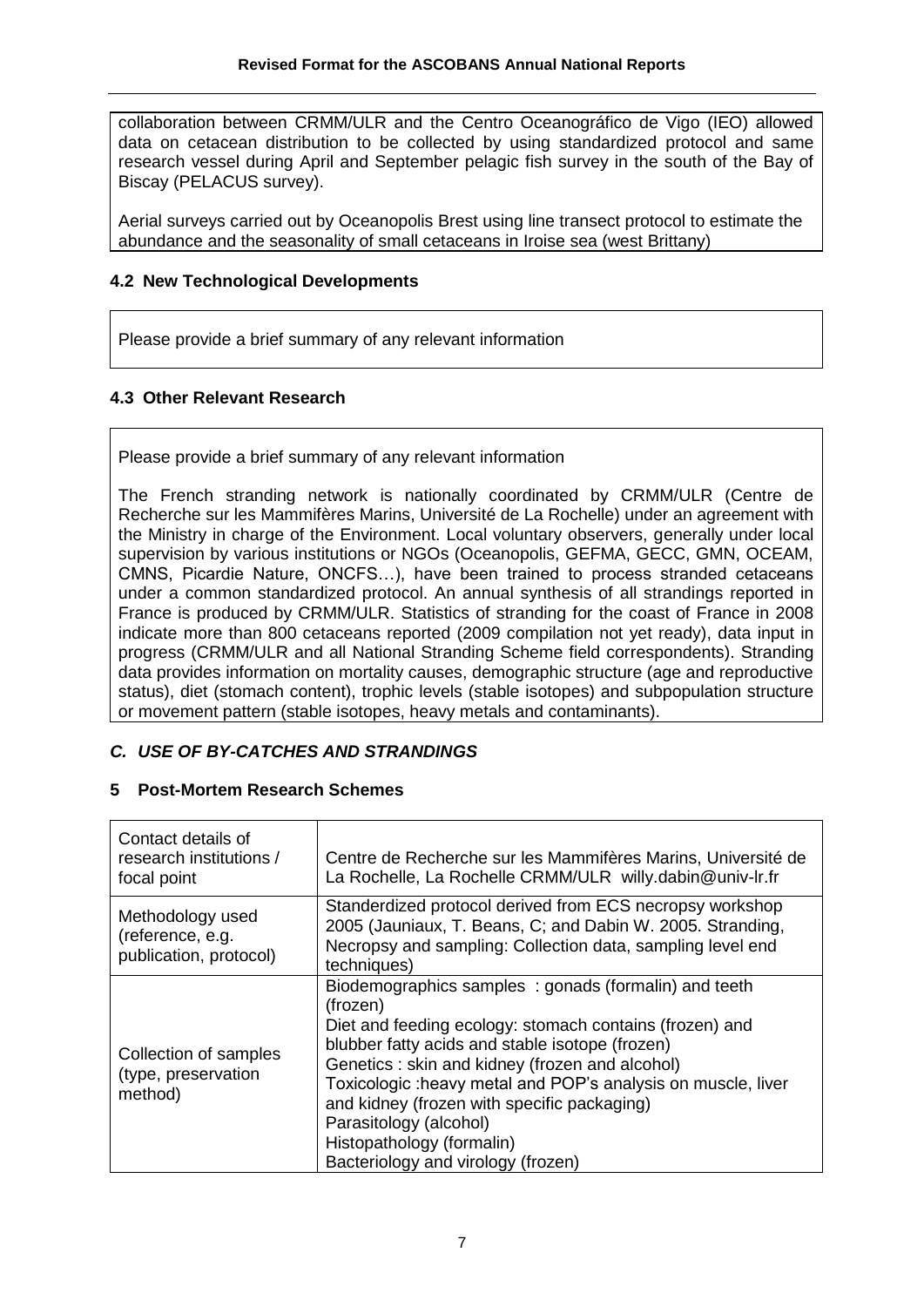collaboration between CRMM/ULR and the Centro Oceanográfico de Vigo (IEO) allowed data on cetacean distribution to be collected by using standardized protocol and same research vessel during April and September pelagic fish survey in the south of the Bay of Biscay (PELACUS survey).

Aerial surveys carried out by Oceanopolis Brest using line transect protocol to estimate the abundance and the seasonality of small cetaceans in Iroise sea (west Brittany)

### 4.2 New Technological Developments

Please provide a brief summary of any relevant information

### 4.3 Other Relevant Research

Please provide a brief summary of any relevant information

The French stranding network is nationally coordinated by CRMM/ULR (Centre de Recherche sur les Mammifères Marins, Université de La Rochelle) under an agreement with the Ministry in charge of the Environment. Local voluntary observers, generally under local supervision by various institutions or NGOs (Oceanopolis, GEFMA, GECC, GMN, OCEAM, CMNS, Picardie Nature, ONCFS…), have been trained to process stranded cetaceans under a common standardized protocol. An annual synthesis of all strandings reported in France is produced by CRMM/ULR. Statistics of stranding for the coast of France in 2008 indicate more than 800 cetaceans reported (2009 compilation not yet ready), data input in progress (CRMM/ULR and all National Stranding Scheme field correspondents). Stranding data provides information on mortality causes, demographic structure (age and reproductive status), diet (stomach content), trophic levels (stable isotopes) and subpopulation structure or movement pattern (stable isotopes, heavy metals and contaminants).

## *C. USE OF BY-CATCHES AND STRANDINGS*

### 5 Post-Mortem Research Schemes

| | |
|---|---|
| Contact details of research institutions / focal point | Centre de Recherche sur les Mammifères Marins, Université de La Rochelle, La Rochelle CRMM/ULR willy.dabin@univ-lr.fr |
| Methodology used (reference, e.g. publication, protocol) | Standerdized protocol derived from ECS necropsy workshop 2005 (Jauniaux, T. Beans, C; and Dabin W. 2005. Stranding, Necropsy and sampling: Collection data, sampling level end techniques) |
| Collection of samples (type, preservation method) | Biodemographics samples : gonads (formalin) and teeth (frozen)<br>Diet and feeding ecology: stomach contains (frozen) and blubber fatty acids and stable isotope (frozen)<br>Genetics : skin and kidney (frozen and alcohol)<br>Toxicologic :heavy metal and POP's analysis on muscle, liver and kidney (frozen with specific packaging)<br>Parasitology (alcohol)<br>Histopathology (formalin)<br>Bacteriology and virology (frozen) |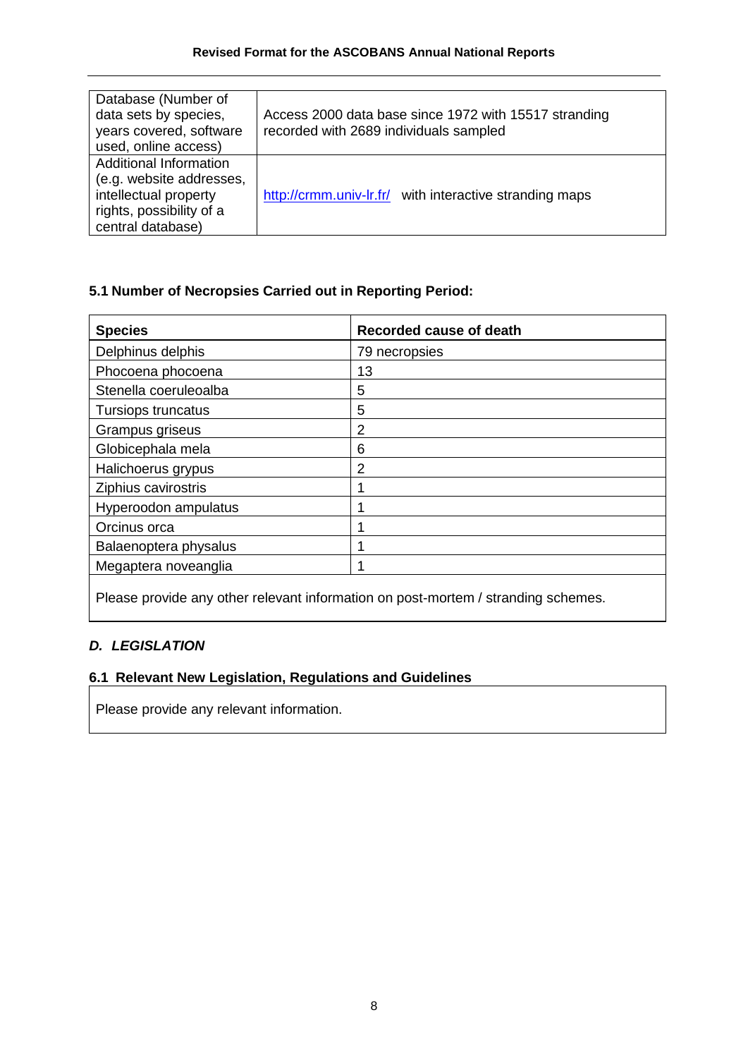| Database (Number of data sets by species, years covered, software used, online access) | Access 2000 data base since 1972 with 15517 stranding recorded with 2689 individuals sampled |
|---|---|
| Additional Information (e.g. website addresses, intellectual property rights, possibility of a central database) | http://crmm.univ-lr.fr/ with interactive stranding maps |

### 5.1 Number of Necropsies Carried out in Reporting Period:

| Species | Recorded cause of death |
|---|---|
| Delphinus delphis | 79 necropsies |
| Phocoena phocoena | 13 |
| Stenella coeruleoalba | 5 |
| Tursiops truncatus | 5 |
| Grampus griseus | 2 |
| Globicephala mela | 6 |
| Halichoerus grypus | 2 |
| Ziphius cavirostris | 1 |
| Hyperoodon ampulatus | 1 |
| Orcinus orca | 1 |
| Balaenoptera physalus | 1 |
| Megaptera noveanglia | 1 |

Please provide any other relevant information on post-mortem / stranding schemes.

## *D. LEGISLATION*

### 6.1 Relevant New Legislation, Regulations and Guidelines

Please provide any relevant information.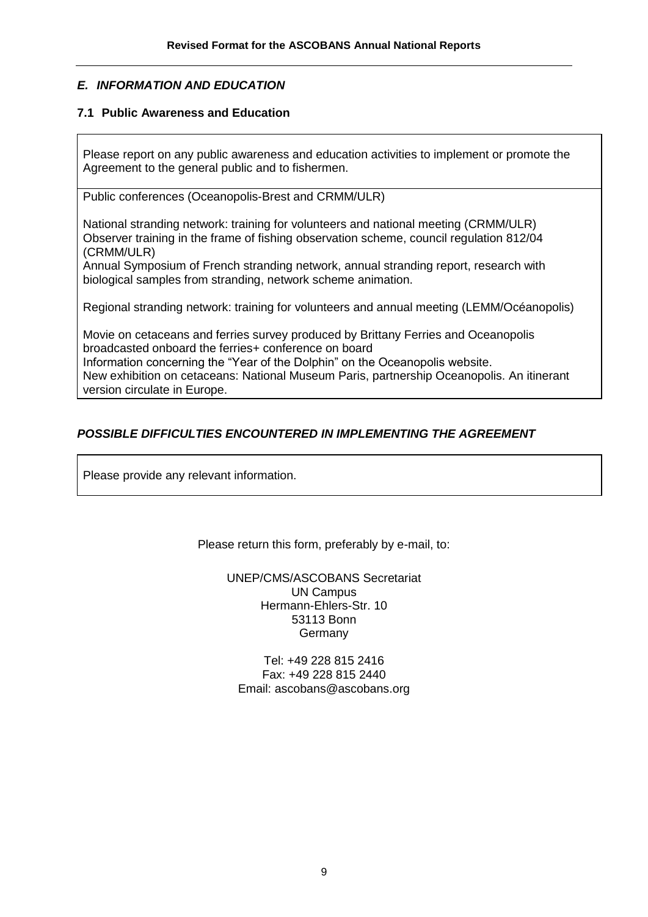## *E. INFORMATION AND EDUCATION*

### 7.1 Public Awareness and Education

| |
|---|
| Please report on any public awareness and education activities to implement or promote the Agreement to the general public and to fishermen. |
| Public conferences (Oceanopolis-Brest and CRMM/ULR)<br><br>National stranding network: training for volunteers and national meeting (CRMM/ULR)<br>Observer training in the frame of fishing observation scheme, council regulation 812/04 (CRMM/ULR)<br>Annual Symposium of French stranding network, annual stranding report, research with biological samples from stranding, network scheme animation.<br><br>Regional stranding network: training for volunteers and annual meeting (LEMM/Océanopolis)<br><br>Movie on cetaceans and ferries survey produced by Brittany Ferries and Oceanopolis broadcasted onboard the ferries+ conference on board<br>Information concerning the "Year of the Dolphin" on the Oceanopolis website.<br>New exhibition on cetaceans: National Museum Paris, partnership Oceanopolis. An itinerant version circulate in Europe. |

## *POSSIBLE DIFFICULTIES ENCOUNTERED IN IMPLEMENTING THE AGREEMENT*

| |
|---|
| Please provide any relevant information. |

Please return this form, preferably by e-mail, to:

UNEP/CMS/ASCOBANS Secretariat
UN Campus
Hermann-Ehlers-Str. 10
53113 Bonn
Germany

Tel: +49 228 815 2416
Fax: +49 228 815 2440
Email: ascobans@ascobans.org